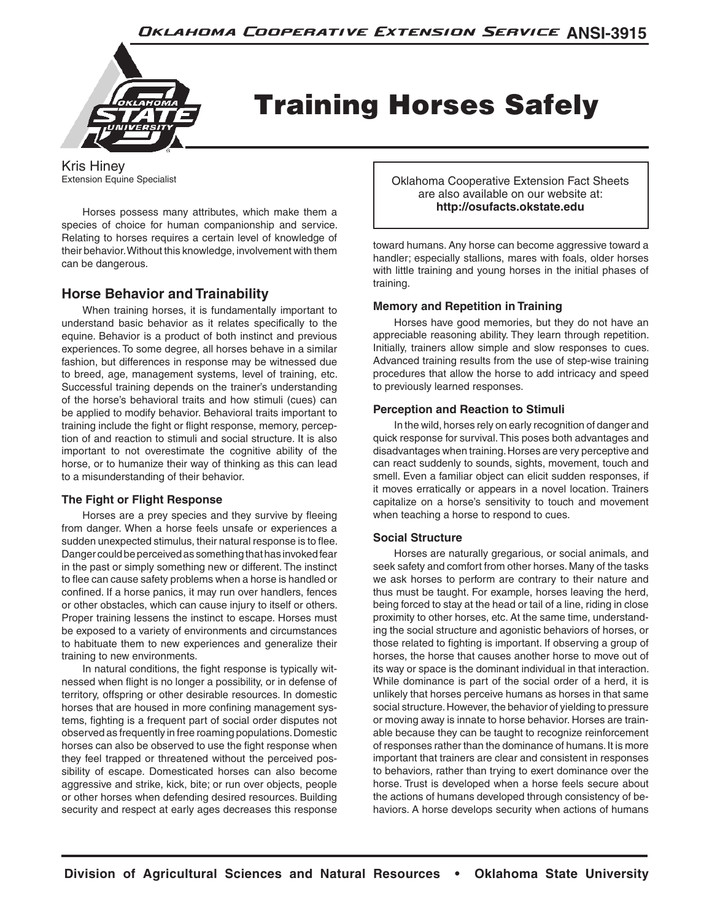Oklahoma Cooperative Extension Service ANSI-3915

# Training Horses Safely

Kris Hiney
Extension Equine Specialist

Oklahoma Cooperative Extension Fact Sheets are also available on our website at: **http://osufacts.okstate.edu**

Horses possess many attributes, which make them a species of choice for human companionship and service. Relating to horses requires a certain level of knowledge of their behavior. Without this knowledge, involvement with them can be dangerous.

## Horse Behavior and Trainability

When training horses, it is fundamentally important to understand basic behavior as it relates specifically to the equine. Behavior is a product of both instinct and previous experiences. To some degree, all horses behave in a similar fashion, but differences in response may be witnessed due to breed, age, management systems, level of training, etc. Successful training depends on the trainer's understanding of the horse's behavioral traits and how stimuli (cues) can be applied to modify behavior. Behavioral traits important to training include the fight or flight response, memory, perception of and reaction to stimuli and social structure. It is also important to not overestimate the cognitive ability of the horse, or to humanize their way of thinking as this can lead to a misunderstanding of their behavior.

### The Fight or Flight Response

Horses are a prey species and they survive by fleeing from danger. When a horse feels unsafe or experiences a sudden unexpected stimulus, their natural response is to flee. Danger could be perceived as something that has invoked fear in the past or simply something new or different. The instinct to flee can cause safety problems when a horse is handled or confined. If a horse panics, it may run over handlers, fences or other obstacles, which can cause injury to itself or others. Proper training lessens the instinct to escape. Horses must be exposed to a variety of environments and circumstances to habituate them to new experiences and generalize their training to new environments.

In natural conditions, the fight response is typically witnessed when flight is no longer a possibility, or in defense of territory, offspring or other desirable resources. In domestic horses that are housed in more confining management systems, fighting is a frequent part of social order disputes not observed as frequently in free roaming populations. Domestic horses can also be observed to use the fight response when they feel trapped or threatened without the perceived possibility of escape. Domesticated horses can also become aggressive and strike, kick, bite; or run over objects, people or other horses when defending desired resources. Building security and respect at early ages decreases this response toward humans. Any horse can become aggressive toward a handler; especially stallions, mares with foals, older horses with little training and young horses in the initial phases of training.

### Memory and Repetition in Training

Horses have good memories, but they do not have an appreciable reasoning ability. They learn through repetition. Initially, trainers allow simple and slow responses to cues. Advanced training results from the use of step-wise training procedures that allow the horse to add intricacy and speed to previously learned responses.

### Perception and Reaction to Stimuli

In the wild, horses rely on early recognition of danger and quick response for survival. This poses both advantages and disadvantages when training. Horses are very perceptive and can react suddenly to sounds, sights, movement, touch and smell. Even a familiar object can elicit sudden responses, if it moves erratically or appears in a novel location. Trainers capitalize on a horse's sensitivity to touch and movement when teaching a horse to respond to cues.

### Social Structure

Horses are naturally gregarious, or social animals, and seek safety and comfort from other horses. Many of the tasks we ask horses to perform are contrary to their nature and thus must be taught. For example, horses leaving the herd, being forced to stay at the head or tail of a line, riding in close proximity to other horses, etc. At the same time, understanding the social structure and agonistic behaviors of horses, or those related to fighting is important. If observing a group of horses, the horse that causes another horse to move out of its way or space is the dominant individual in that interaction. While dominance is part of the social order of a herd, it is unlikely that horses perceive humans as horses in that same social structure. However, the behavior of yielding to pressure or moving away is innate to horse behavior. Horses are trainable because they can be taught to recognize reinforcement of responses rather than the dominance of humans. It is more important that trainers are clear and consistent in responses to behaviors, rather than trying to exert dominance over the horse. Trust is developed when a horse feels secure about the actions of humans developed through consistency of behaviors. A horse develops security when actions of humans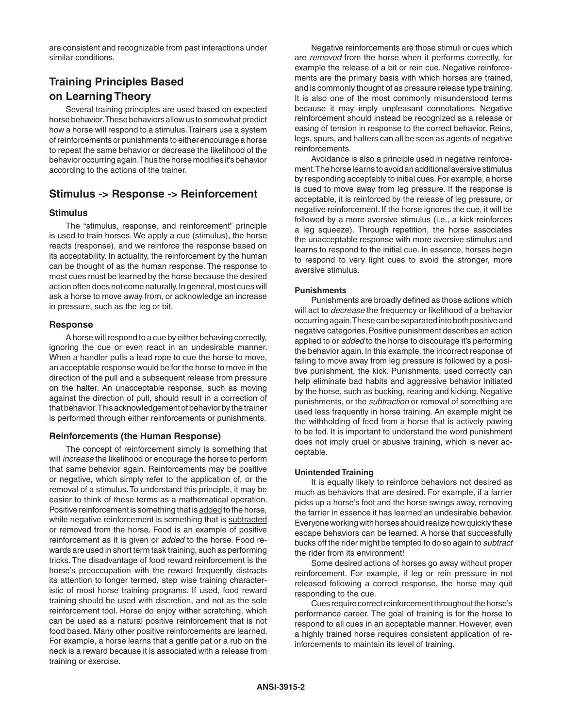are consistent and recognizable from past interactions under similar conditions.

## Training Principles Based on Learning Theory

Several training principles are used based on expected horse behavior. These behaviors allow us to somewhat predict how a horse will respond to a stimulus. Trainers use a system of reinforcements or punishments to either encourage a horse to repeat the same behavior or decrease the likelihood of the behavior occurring again. Thus the horse modifies it's behavior according to the actions of the trainer.

## Stimulus -> Response -> Reinforcement

### Stimulus

The "stimulus, response, and reinforcement" principle is used to train horses. We apply a cue (stimulus), the horse reacts (response), and we reinforce the response based on its acceptability. In actuality, the reinforcement by the human can be thought of as the human response. The response to most cues must be learned by the horse because the desired action often does not come naturally. In general, most cues will ask a horse to move away from, or acknowledge an increase in pressure, such as the leg or bit.

### Response

A horse will respond to a cue by either behaving correctly, ignoring the cue or even react in an undesirable manner. When a handler pulls a lead rope to cue the horse to move, an acceptable response would be for the horse to move in the direction of the pull and a subsequent release from pressure on the halter. An unacceptable response, such as moving against the direction of pull, should result in a correction of that behavior. This acknowledgement of behavior by the trainer is performed through either reinforcements or punishments.

### Reinforcements (the Human Response)

The concept of reinforcement simply is something that will *increase* the likelihood or encourage the horse to perform that same behavior again. Reinforcements may be positive or negative, which simply refer to the application of, or the removal of a stimulus. To understand this principle, it may be easier to think of these terms as a mathematical operation. Positive reinforcement is something that is <u>added</u> to the horse, while negative reinforcement is something that is <u>subtracted</u> or removed from the horse. Food is an example of positive reinforcement as it is given or *added* to the horse. Food rewards are used in short term task training, such as performing tricks. The disadvantage of food reward reinforcement is the horse's preoccupation with the reward frequently distracts its attention to longer termed, step wise training characteristic of most horse training programs. If used, food reward training should be used with discretion, and not as the sole reinforcement tool. Horse do enjoy wither scratching, which can be used as a natural positive reinforcement that is not food based. Many other positive reinforcements are learned. For example, a horse learns that a gentle pat or a rub on the neck is a reward because it is associated with a release from training or exercise.

Negative reinforcements are those stimuli or cues which are *removed* from the horse when it performs correctly, for example the release of a bit or rein cue. Negative reinforcements are the primary basis with which horses are trained, and is commonly thought of as pressure release type training. It is also one of the most commonly misunderstood terms because it may imply unpleasant connotations. Negative reinforcement should instead be recognized as a release or easing of tension in response to the correct behavior. Reins, legs, spurs, and halters can all be seen as agents of negative reinforcements.

Avoidance is also a principle used in negative reinforcement. The horse learns to avoid an additional aversive stimulus by responding acceptably to initial cues. For example, a horse is cued to move away from leg pressure. If the response is acceptable, it is reinforced by the release of leg pressure, or negative reinforcement. If the horse ignores the cue, it will be followed by a more aversive stimulus (i.e., a kick reinforces a leg squeeze). Through repetition, the horse associates the unacceptable response with more aversive stimulus and learns to respond to the initial cue. In essence, horses begin to respond to very light cues to avoid the stronger, more aversive stimulus.

#### Punishments

Punishments are broadly defined as those actions which will act to *decrease* the frequency or likelihood of a behavior occurring again. These can be separated into both positive and negative categories. Positive punishment describes an action applied to or *added* to the horse to discourage it's performing the behavior again. In this example, the incorrect response of failing to move away from leg pressure is followed by a positive punishment, the kick. Punishments, used correctly can help eliminate bad habits and aggressive behavior initiated by the horse, such as bucking, rearing and kicking. Negative punishments, or the *subtraction* or removal of something are used less frequently in horse training. An example might be the withholding of feed from a horse that is actively pawing to be fed. It is important to understand the word punishment does not imply cruel or abusive training, which is never acceptable.

#### Unintended Training

It is equally likely to reinforce behaviors not desired as much as behaviors that are desired. For example, if a farrier picks up a horse's foot and the horse swings away, removing the farrier in essence it has learned an undesirable behavior. Everyone working with horses should realize how quickly these escape behaviors can be learned. A horse that successfully bucks off the rider might be tempted to do so again to *subtract* the rider from its environment!

Some desired actions of horses go away without proper reinforcement. For example, if leg or rein pressure in not released following a correct response, the horse may quit responding to the cue.

Cues require correct reinforcement throughout the horse's performance career. The goal of training is for the horse to respond to all cues in an acceptable manner. However, even a highly trained horse requires consistent application of reinforcements to maintain its level of training.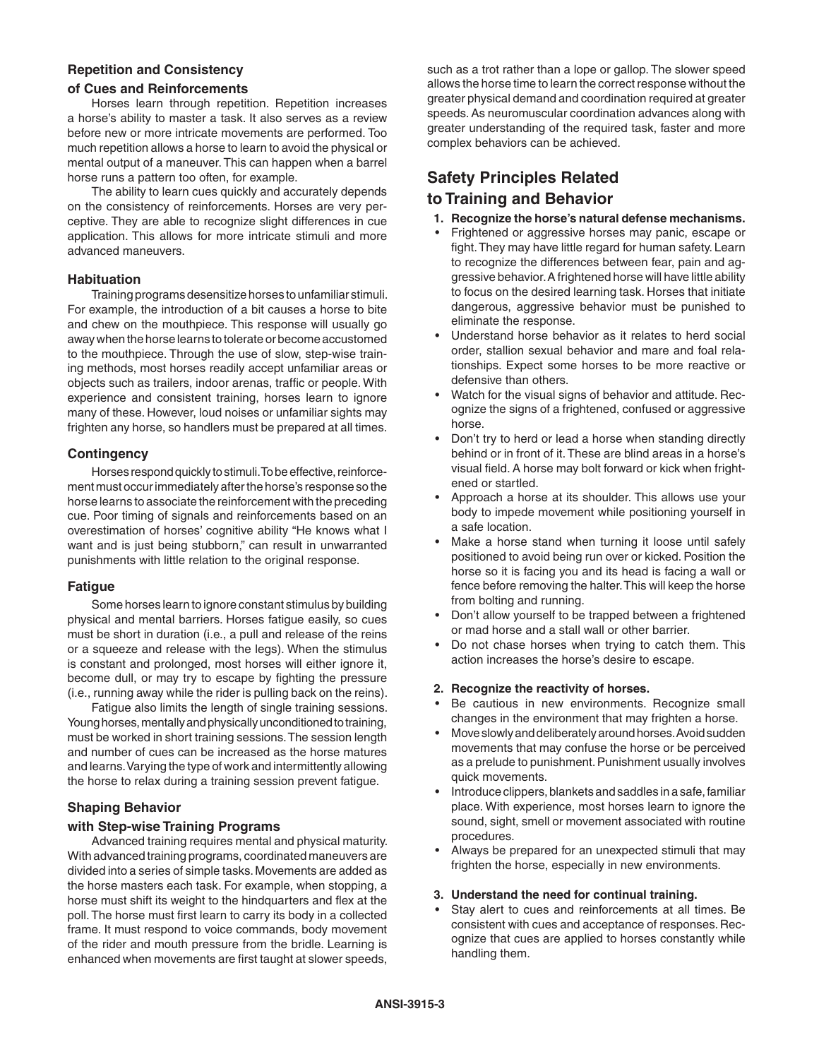### Repetition and Consistency of Cues and Reinforcements

Horses learn through repetition. Repetition increases a horse's ability to master a task. It also serves as a review before new or more intricate movements are performed. Too much repetition allows a horse to learn to avoid the physical or mental output of a maneuver. This can happen when a barrel horse runs a pattern too often, for example.

The ability to learn cues quickly and accurately depends on the consistency of reinforcements. Horses are very perceptive. They are able to recognize slight differences in cue application. This allows for more intricate stimuli and more advanced maneuvers.

### Habituation

Training programs desensitize horses to unfamiliar stimuli. For example, the introduction of a bit causes a horse to bite and chew on the mouthpiece. This response will usually go away when the horse learns to tolerate or become accustomed to the mouthpiece. Through the use of slow, step-wise training methods, most horses readily accept unfamiliar areas or objects such as trailers, indoor arenas, traffic or people. With experience and consistent training, horses learn to ignore many of these. However, loud noises or unfamiliar sights may frighten any horse, so handlers must be prepared at all times.

### Contingency

Horses respond quickly to stimuli. To be effective, reinforcement must occur immediately after the horse's response so the horse learns to associate the reinforcement with the preceding cue. Poor timing of signals and reinforcements based on an overestimation of horses' cognitive ability "He knows what I want and is just being stubborn," can result in unwarranted punishments with little relation to the original response.

### Fatigue

Some horses learn to ignore constant stimulus by building physical and mental barriers. Horses fatigue easily, so cues must be short in duration (i.e., a pull and release of the reins or a squeeze and release with the legs). When the stimulus is constant and prolonged, most horses will either ignore it, become dull, or may try to escape by fighting the pressure (i.e., running away while the rider is pulling back on the reins).

Fatigue also limits the length of single training sessions. Young horses, mentally and physically unconditioned to training, must be worked in short training sessions. The session length and number of cues can be increased as the horse matures and learns. Varying the type of work and intermittently allowing the horse to relax during a training session prevent fatigue.

### Shaping Behavior with Step-wise Training Programs

Advanced training requires mental and physical maturity. With advanced training programs, coordinated maneuvers are divided into a series of simple tasks. Movements are added as the horse masters each task. For example, when stopping, a horse must shift its weight to the hindquarters and flex at the poll. The horse must first learn to carry its body in a collected frame. It must respond to voice commands, body movement of the rider and mouth pressure from the bridle. Learning is enhanced when movements are first taught at slower speeds, such as a trot rather than a lope or gallop. The slower speed allows the horse time to learn the correct response without the greater physical demand and coordination required at greater speeds. As neuromuscular coordination advances along with greater understanding of the required task, faster and more complex behaviors can be achieved.

## Safety Principles Related to Training and Behavior

**1. Recognize the horse's natural defense mechanisms.**

- Frightened or aggressive horses may panic, escape or fight. They may have little regard for human safety. Learn to recognize the differences between fear, pain and aggressive behavior. A frightened horse will have little ability to focus on the desired learning task. Horses that initiate dangerous, aggressive behavior must be punished to eliminate the response.
- Understand horse behavior as it relates to herd social order, stallion sexual behavior and mare and foal relationships. Expect some horses to be more reactive or defensive than others.
- Watch for the visual signs of behavior and attitude. Recognize the signs of a frightened, confused or aggressive horse.
- Don't try to herd or lead a horse when standing directly behind or in front of it. These are blind areas in a horse's visual field. A horse may bolt forward or kick when frightened or startled.
- Approach a horse at its shoulder. This allows use your body to impede movement while positioning yourself in a safe location.
- Make a horse stand when turning it loose until safely positioned to avoid being run over or kicked. Position the horse so it is facing you and its head is facing a wall or fence before removing the halter. This will keep the horse from bolting and running.
- Don't allow yourself to be trapped between a frightened or mad horse and a stall wall or other barrier.
- Do not chase horses when trying to catch them. This action increases the horse's desire to escape.

**2. Recognize the reactivity of horses.**

- Be cautious in new environments. Recognize small changes in the environment that may frighten a horse.
- Move slowly and deliberately around horses. Avoid sudden movements that may confuse the horse or be perceived as a prelude to punishment. Punishment usually involves quick movements.
- Introduce clippers, blankets and saddles in a safe, familiar place. With experience, most horses learn to ignore the sound, sight, smell or movement associated with routine procedures.
- Always be prepared for an unexpected stimuli that may frighten the horse, especially in new environments.

**3. Understand the need for continual training.**

- Stay alert to cues and reinforcements at all times. Be consistent with cues and acceptance of responses. Recognize that cues are applied to horses constantly while handling them.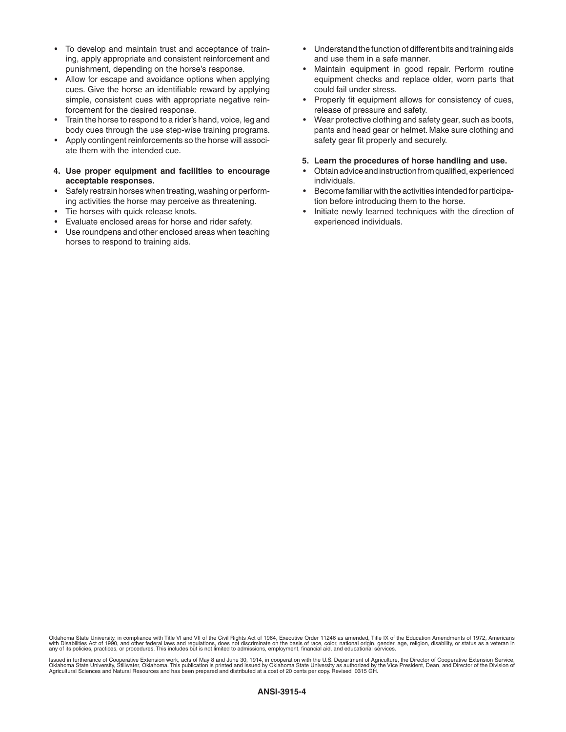- To develop and maintain trust and acceptance of training, apply appropriate and consistent reinforcement and punishment, depending on the horse's response.
- Allow for escape and avoidance options when applying cues. Give the horse an identifiable reward by applying simple, consistent cues with appropriate negative reinforcement for the desired response.
- Train the horse to respond to a rider's hand, voice, leg and body cues through the use step-wise training programs.
- Apply contingent reinforcements so the horse will associate them with the intended cue.

**4. Use proper equipment and facilities to encourage acceptable responses.**

- Safely restrain horses when treating, washing or performing activities the horse may perceive as threatening.
- Tie horses with quick release knots.
- Evaluate enclosed areas for horse and rider safety.
- Use roundpens and other enclosed areas when teaching horses to respond to training aids.
- Understand the function of different bits and training aids and use them in a safe manner.
- Maintain equipment in good repair. Perform routine equipment checks and replace older, worn parts that could fail under stress.
- Properly fit equipment allows for consistency of cues, release of pressure and safety.
- Wear protective clothing and safety gear, such as boots, pants and head gear or helmet. Make sure clothing and safety gear fit properly and securely.

**5. Learn the procedures of horse handling and use.**

- Obtain advice and instruction from qualified, experienced individuals.
- Become familiar with the activities intended for participation before introducing them to the horse.
- Initiate newly learned techniques with the direction of experienced individuals.

Oklahoma State University, in compliance with Title VI and VII of the Civil Rights Act of 1964, Executive Order 11246 as amended, Title IX of the Education Amendments of 1972, Americans with Disabilities Act of 1990, and other federal laws and regulations, does not discriminate on the basis of race, color, national origin, gender, age, religion, disability, or status as a veteran in any of its policies, practices, or procedures. This includes but is not limited to admissions, employment, financial aid, and educational services.

Issued in furtherance of Cooperative Extension work, acts of May 8 and June 30, 1914, in cooperation with the U.S. Department of Agriculture, the Director of Cooperative Extension Service, Oklahoma State University, Stillwater, Oklahoma. This publication is printed and issued by Oklahoma State University as authorized by the Vice President, Dean, and Director of the Division of Agricultural Sciences and Natural Resources and has been prepared and distributed at a cost of 20 cents per copy. Revised 0315 GH.